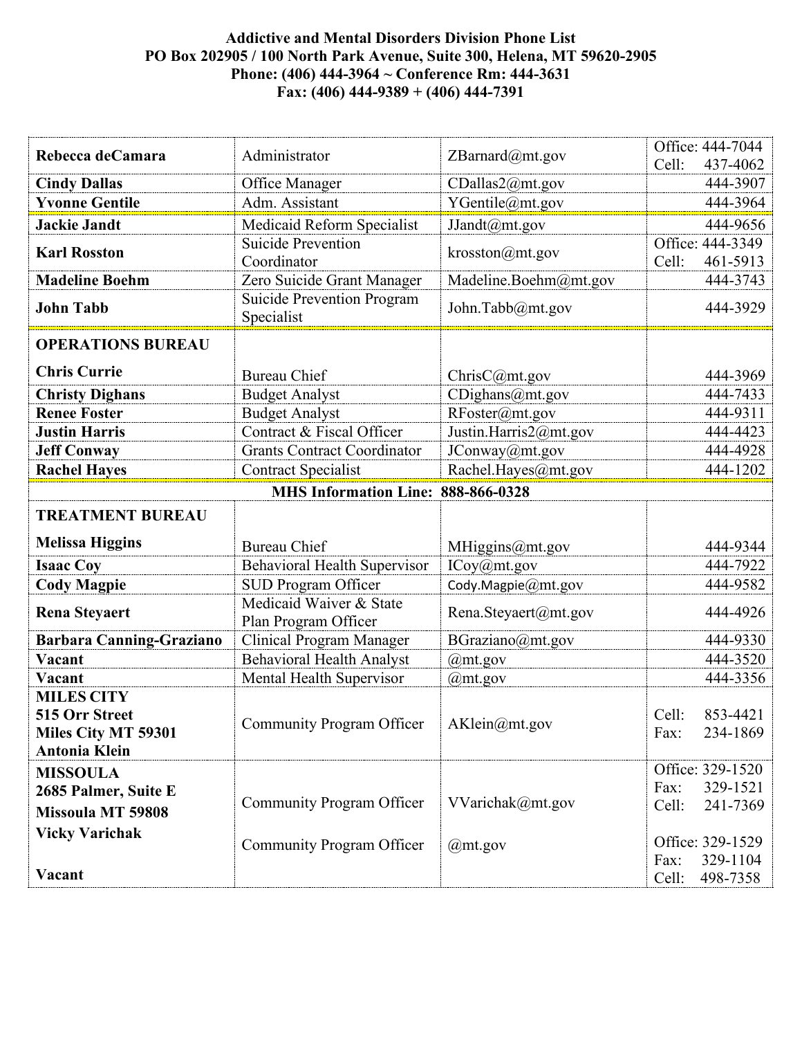**Addictive and Mental Disorders Division Phone List**
**PO Box 202905 / 100 North Park Avenue, Suite 300, Helena, MT 59620-2905**
**Phone: (406) 444-3964 ~ Conference Rm: 444-3631**
**Fax: (406) 444-9389 + (406) 444-7391**

| | | | |
|---|---|---|---|
| **Rebecca deCamara** | Administrator | ZBarnard@mt.gov | Office: 444-7044<br>Cell: 437-4062 |
| **Cindy Dallas** | Office Manager | CDallas2@mt.gov | 444-3907 |
| **Yvonne Gentile** | Adm. Assistant | YGentile@mt.gov | 444-3964 |
| **Jackie Jandt** | Medicaid Reform Specialist | JJandt@mt.gov | 444-9656 |
| **Karl Rosston** | Suicide Prevention Coordinator | krosston@mt.gov | Office: 444-3349<br>Cell: 461-5913 |
| **Madeline Boehm** | Zero Suicide Grant Manager | Madeline.Boehm@mt.gov | 444-3743 |
| **John Tabb** | Suicide Prevention Program Specialist | John.Tabb@mt.gov | 444-3929 |
| **OPERATIONS BUREAU** | | | |
| **Chris Currie** | Bureau Chief | ChrisC@mt.gov | 444-3969 |
| **Christy Dighans** | Budget Analyst | CDighans@mt.gov | 444-7433 |
| **Renee Foster** | Budget Analyst | RFoster@mt.gov | 444-9311 |
| **Justin Harris** | Contract & Fiscal Officer | Justin.Harris2@mt.gov | 444-4423 |
| **Jeff Conway** | Grants Contract Coordinator | JConway@mt.gov | 444-4928 |
| **Rachel Hayes** | Contract Specialist | Rachel.Hayes@mt.gov | 444-1202 |
| **MHS Information Line: 888-866-0328** | | | |
| **TREATMENT BUREAU** | | | |
| **Melissa Higgins** | Bureau Chief | MHiggins@mt.gov | 444-9344 |
| **Isaac Coy** | Behavioral Health Supervisor | ICoy@mt.gov | 444-7922 |
| **Cody Magpie** | SUD Program Officer | Cody.Magpie@mt.gov | 444-9582 |
| **Rena Steyaert** | Medicaid Waiver & State Plan Program Officer | Rena.Steyaert@mt.gov | 444-4926 |
| **Barbara Canning-Graziano** | Clinical Program Manager | BGraziano@mt.gov | 444-9330 |
| **Vacant** | Behavioral Health Analyst | @mt.gov | 444-3520 |
| **Vacant** | Mental Health Supervisor | @mt.gov | 444-3356 |
| **MILES CITY**<br>**515 Orr Street**<br>**Miles City MT 59301**<br>**Antonia Klein** | Community Program Officer | AKlein@mt.gov | Cell: 853-4421<br>Fax: 234-1869 |
| **MISSOULA**<br>**2685 Palmer, Suite E**<br>**Missoula MT 59808**<br>**Vicky Varichak** | Community Program Officer | VVarichak@mt.gov | Office: 329-1520<br>Fax: 329-1521<br>Cell: 241-7369 |
| **Vacant** | Community Program Officer | @mt.gov | Office: 329-1529<br>Fax: 329-1104<br>Cell: 498-7358 |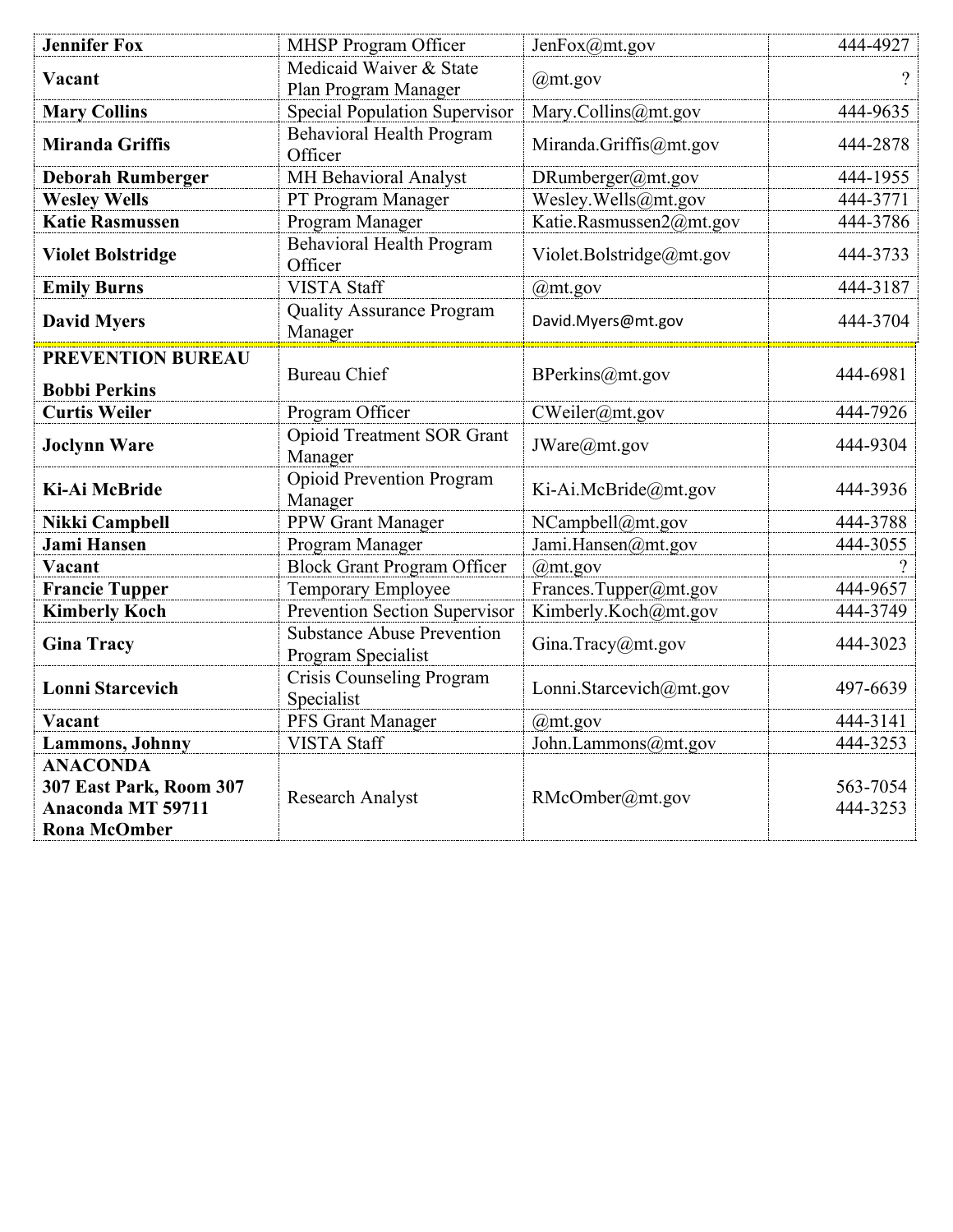| | | | |
|---|---|---|---|
| **Jennifer Fox** | MHSP Program Officer | JenFox@mt.gov | 444-4927 |
| **Vacant** | Medicaid Waiver & State Plan Program Manager | @mt.gov | ? |
| **Mary Collins** | Special Population Supervisor | Mary.Collins@mt.gov | 444-9635 |
| **Miranda Griffis** | Behavioral Health Program Officer | Miranda.Griffis@mt.gov | 444-2878 |
| **Deborah Rumberger** | MH Behavioral Analyst | DRumberger@mt.gov | 444-1955 |
| **Wesley Wells** | PT Program Manager | Wesley.Wells@mt.gov | 444-3771 |
| **Katie Rasmussen** | Program Manager | Katie.Rasmussen2@mt.gov | 444-3786 |
| **Violet Bolstridge** | Behavioral Health Program Officer | Violet.Bolstridge@mt.gov | 444-3733 |
| **Emily Burns** | VISTA Staff | @mt.gov | 444-3187 |
| **David Myers** | Quality Assurance Program Manager | David.Myers@mt.gov | 444-3704 |
| **PREVENTION BUREAU**<br>**Bobbi Perkins** | Bureau Chief | BPerkins@mt.gov | 444-6981 |
| **Curtis Weiler** | Program Officer | CWeiler@mt.gov | 444-7926 |
| **Joclynn Ware** | Opioid Treatment SOR Grant Manager | JWare@mt.gov | 444-9304 |
| **Ki-Ai McBride** | Opioid Prevention Program Manager | Ki-Ai.McBride@mt.gov | 444-3936 |
| **Nikki Campbell** | PPW Grant Manager | NCampbell@mt.gov | 444-3788 |
| **Jami Hansen** | Program Manager | Jami.Hansen@mt.gov | 444-3055 |
| **Vacant** | Block Grant Program Officer | @mt.gov | ? |
| **Francie Tupper** | Temporary Employee | Frances.Tupper@mt.gov | 444-9657 |
| **Kimberly Koch** | Prevention Section Supervisor | Kimberly.Koch@mt.gov | 444-3749 |
| **Gina Tracy** | Substance Abuse Prevention Program Specialist | Gina.Tracy@mt.gov | 444-3023 |
| **Lonni Starcevich** | Crisis Counseling Program Specialist | Lonni.Starcevich@mt.gov | 497-6639 |
| **Vacant** | PFS Grant Manager | @mt.gov | 444-3141 |
| **Lammons, Johnny** | VISTA Staff | John.Lammons@mt.gov | 444-3253 |
| **ANACONDA**<br>**307 East Park, Room 307**<br>**Anaconda MT 59711**<br>**Rona McOmber** | Research Analyst | RMcOmber@mt.gov | 563-7054<br>444-3253 |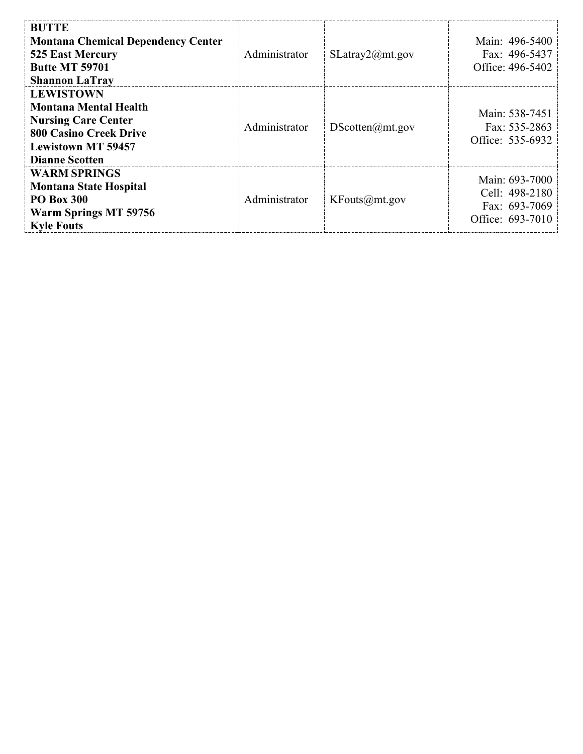| | | | |
|---|---|---|---|
| **BUTTE**<br>**Montana Chemical Dependency Center**<br>**525 East Mercury**<br>**Butte MT 59701**<br>**Shannon LaTray** | Administrator | SLatray2@mt.gov | Main: 496-5400<br>Fax: 496-5437<br>Office: 496-5402 |
| **LEWISTOWN**<br>**Montana Mental Health**<br>**Nursing Care Center**<br>**800 Casino Creek Drive**<br>**Lewistown MT 59457**<br>**Dianne Scotten** | Administrator | DScotten@mt.gov | Main: 538-7451<br>Fax: 535-2863<br>Office: 535-6932 |
| **WARM SPRINGS**<br>**Montana State Hospital**<br>**PO Box 300**<br>**Warm Springs MT 59756**<br>**Kyle Fouts** | Administrator | KFouts@mt.gov | Main: 693-7000<br>Cell: 498-2180<br>Fax: 693-7069<br>Office: 693-7010 |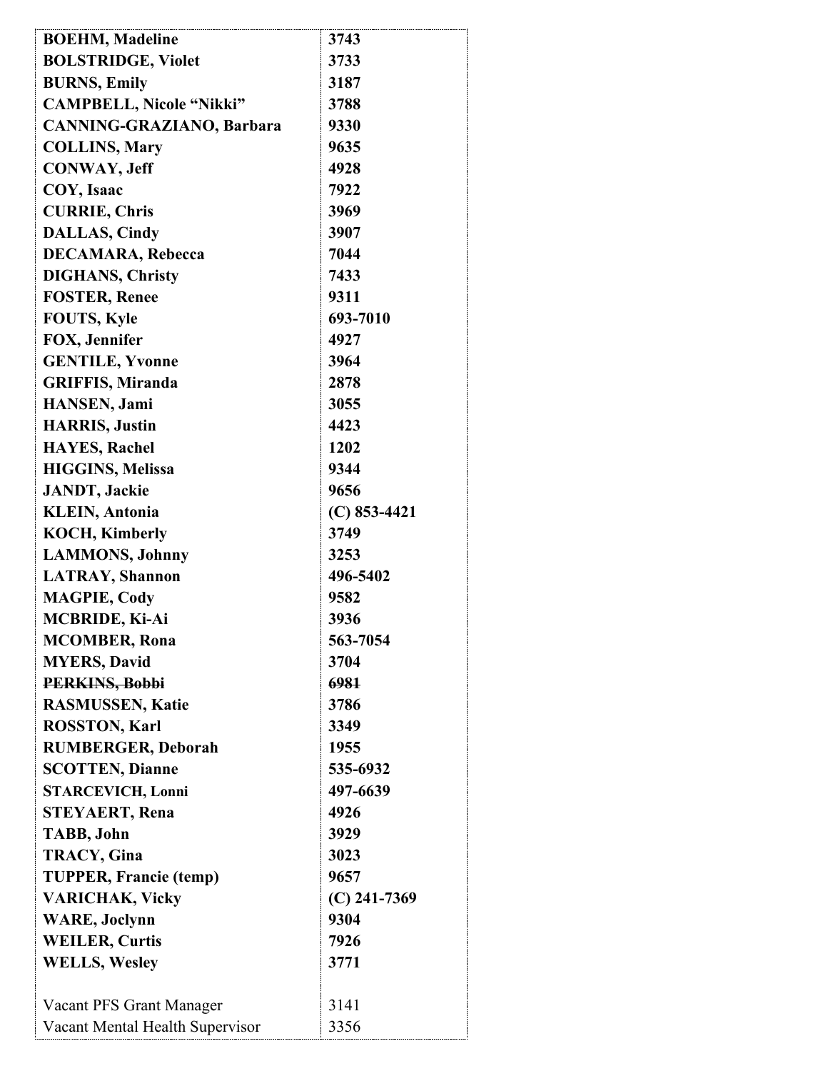| | |
|---|---|
| **BOEHM, Madeline** | **3743** |
| **BOLSTRIDGE, Violet** | **3733** |
| **BURNS, Emily** | **3187** |
| **CAMPBELL, Nicole "Nikki"** | **3788** |
| **CANNING-GRAZIANO, Barbara** | **9330** |
| **COLLINS, Mary** | **9635** |
| **CONWAY, Jeff** | **4928** |
| **COY, Isaac** | **7922** |
| **CURRIE, Chris** | **3969** |
| **DALLAS, Cindy** | **3907** |
| **DECAMARA, Rebecca** | **7044** |
| **DIGHANS, Christy** | **7433** |
| **FOSTER, Renee** | **9311** |
| **FOUTS, Kyle** | **693-7010** |
| **FOX, Jennifer** | **4927** |
| **GENTILE, Yvonne** | **3964** |
| **GRIFFIS, Miranda** | **2878** |
| **HANSEN, Jami** | **3055** |
| **HARRIS, Justin** | **4423** |
| **HAYES, Rachel** | **1202** |
| **HIGGINS, Melissa** | **9344** |
| **JANDT, Jackie** | **9656** |
| **KLEIN, Antonia** | **(C) 853-4421** |
| **KOCH, Kimberly** | **3749** |
| **LAMMONS, Johnny** | **3253** |
| **LATRAY, Shannon** | **496-5402** |
| **MAGPIE, Cody** | **9582** |
| **MCBRIDE, Ki-Ai** | **3936** |
| **MCOMBER, Rona** | **563-7054** |
| **MYERS, David** | **3704** |
| ~~**PERKINS, Bobbi**~~ | ~~**6981**~~ |
| **RASMUSSEN, Katie** | **3786** |
| **ROSSTON, Karl** | **3349** |
| **RUMBERGER, Deborah** | **1955** |
| **SCOTTEN, Dianne** | **535-6932** |
| **STARCEVICH, Lonni** | **497-6639** |
| **STEYAERT, Rena** | **4926** |
| **TABB, John** | **3929** |
| **TRACY, Gina** | **3023** |
| **TUPPER, Francie (temp)** | **9657** |
| **VARICHAK, Vicky** | **(C) 241-7369** |
| **WARE, Joclynn** | **9304** |
| **WEILER, Curtis** | **7926** |
| **WELLS, Wesley** | **3771** |
| | |
| Vacant PFS Grant Manager | 3141 |
| Vacant Mental Health Supervisor | 3356 |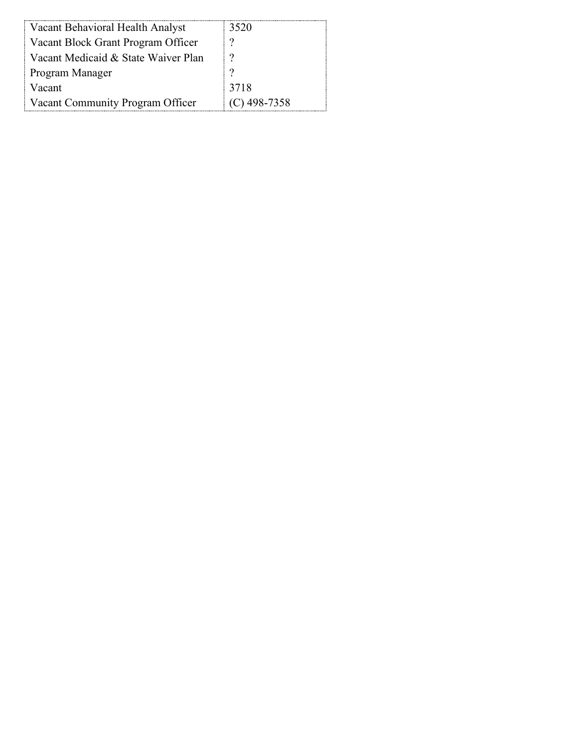| | |
|---|---|
| Vacant Behavioral Health Analyst | 3520 |
| Vacant Block Grant Program Officer | ? |
| Vacant Medicaid & State Waiver Plan | ? |
| Program Manager | ? |
| Vacant | 3718 |
| Vacant Community Program Officer | (C) 498-7358 |